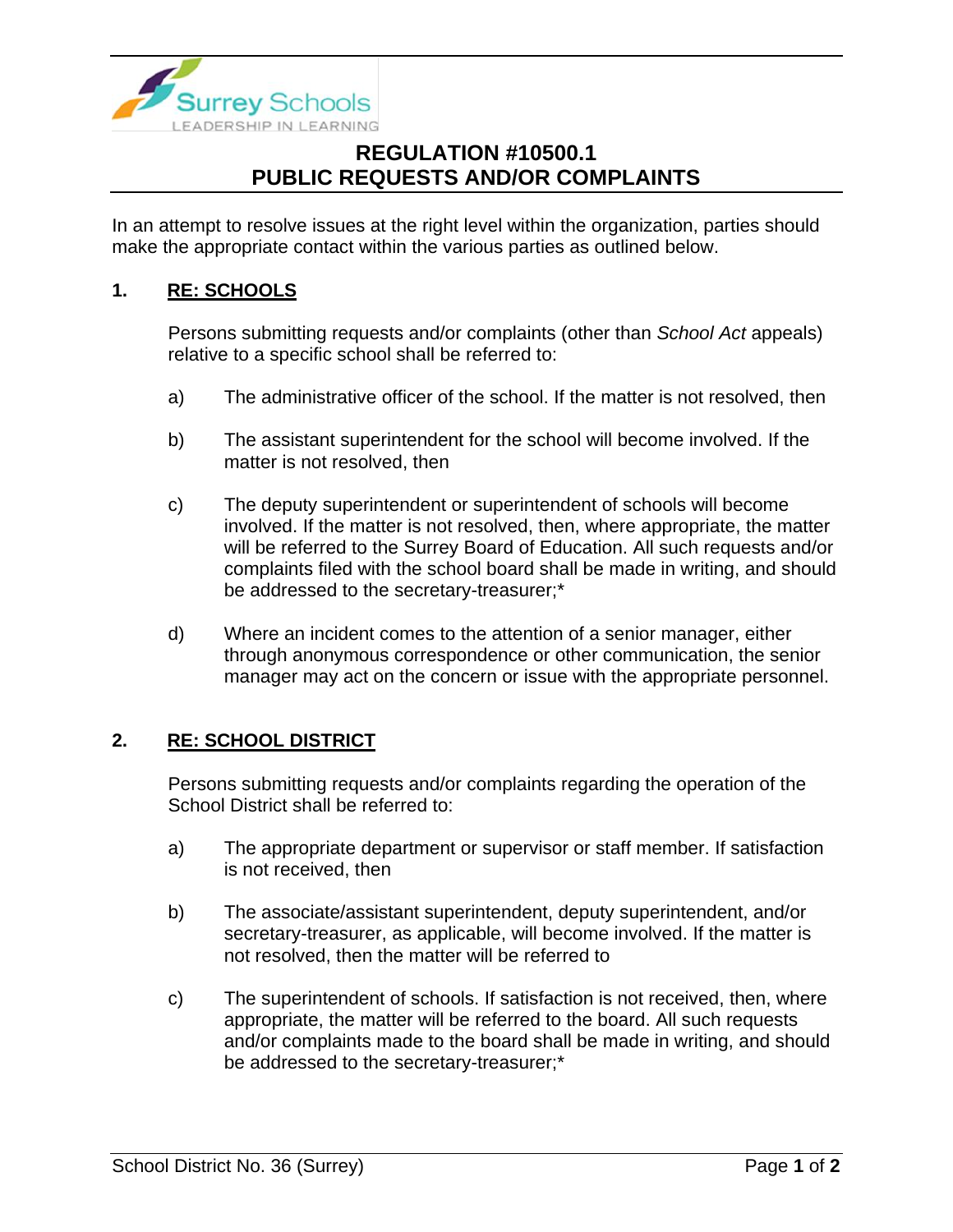# REGULATION #10500.1
# PUBLIC REQUESTS AND/OR COMPLAINTS

In an attempt to resolve issues at the right level within the organization, parties should make the appropriate contact within the various parties as outlined below.

## 1. RE: SCHOOLS

Persons submitting requests and/or complaints (other than *School Act* appeals) relative to a specific school shall be referred to:

a) The administrative officer of the school. If the matter is not resolved, then

b) The assistant superintendent for the school will become involved. If the matter is not resolved, then

c) The deputy superintendent or superintendent of schools will become involved. If the matter is not resolved, then, where appropriate, the matter will be referred to the Surrey Board of Education. All such requests and/or complaints filed with the school board shall be made in writing, and should be addressed to the secretary-treasurer;*

d) Where an incident comes to the attention of a senior manager, either through anonymous correspondence or other communication, the senior manager may act on the concern or issue with the appropriate personnel.

## 2. RE: SCHOOL DISTRICT

Persons submitting requests and/or complaints regarding the operation of the School District shall be referred to:

a) The appropriate department or supervisor or staff member. If satisfaction is not received, then

b) The associate/assistant superintendent, deputy superintendent, and/or secretary-treasurer, as applicable, will become involved. If the matter is not resolved, then the matter will be referred to

c) The superintendent of schools. If satisfaction is not received, then, where appropriate, the matter will be referred to the board. All such requests and/or complaints made to the board shall be made in writing, and should be addressed to the secretary-treasurer;*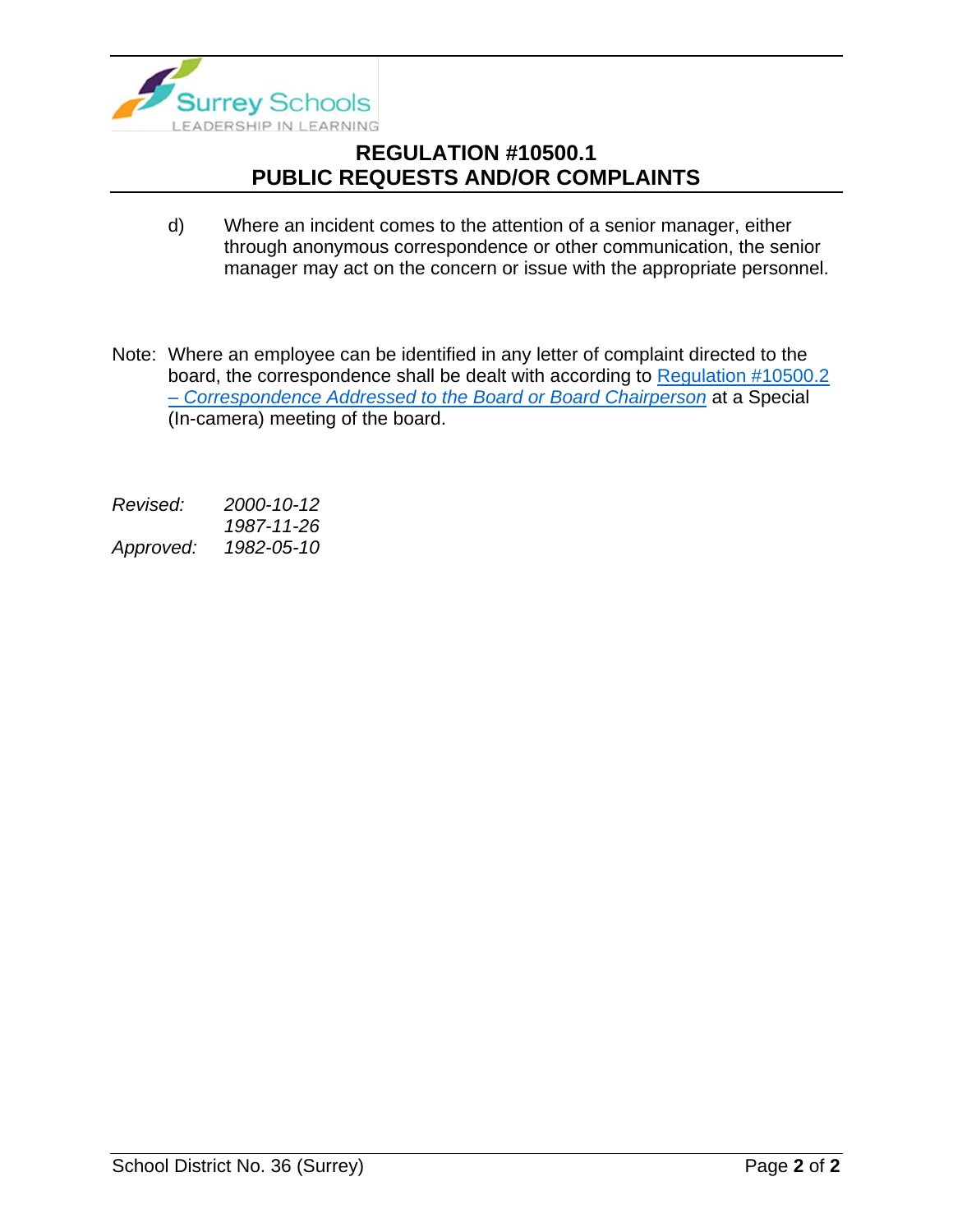# REGULATION #10500.1
# PUBLIC REQUESTS AND/OR COMPLAINTS

d) Where an incident comes to the attention of a senior manager, either through anonymous correspondence or other communication, the senior manager may act on the concern or issue with the appropriate personnel.

Note: Where an employee can be identified in any letter of complaint directed to the board, the correspondence shall be dealt with according to Regulation #10500.2 – *Correspondence Addressed to the Board or Board Chairperson* at a Special (In-camera) meeting of the board.

*Revised: 2000-10-12*
*1987-11-26*
*Approved: 1982-05-10*